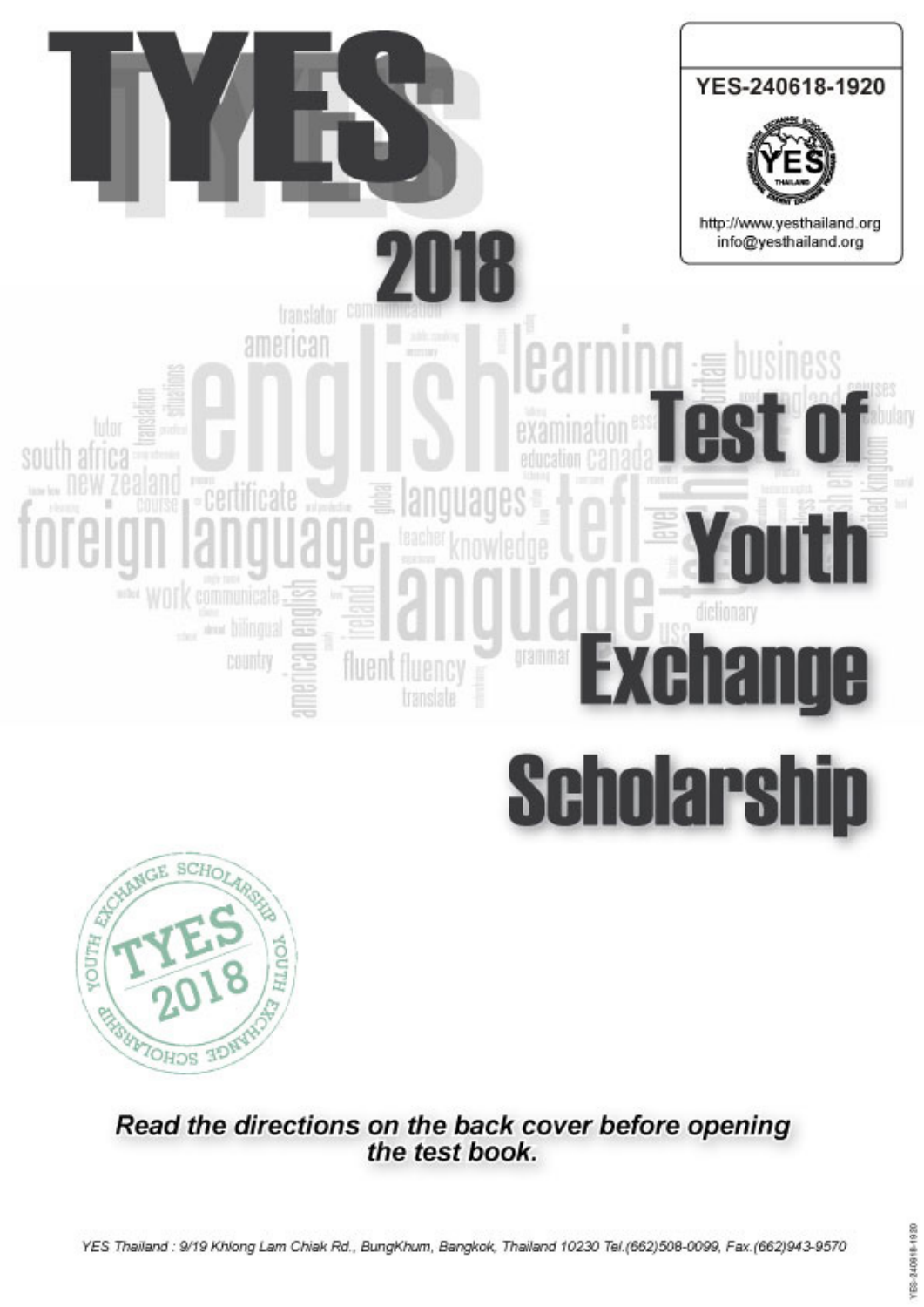# TYES

# 2018

YES-240618-1920

http://www.yesthailand.org
info@yesthailand.org

# Test of Youth Exchange Scholarship

TYES 2018

YOUTH EXCHANGE SCHOLARSHIP

***Read the directions on the back cover before opening the test book.***

*YES Thailand : 9/19 Khlong Lam Chiak Rd., BungKhum, Bangkok, Thailand 10230 Tel.(662)508-0099, Fax.(662)943-9570*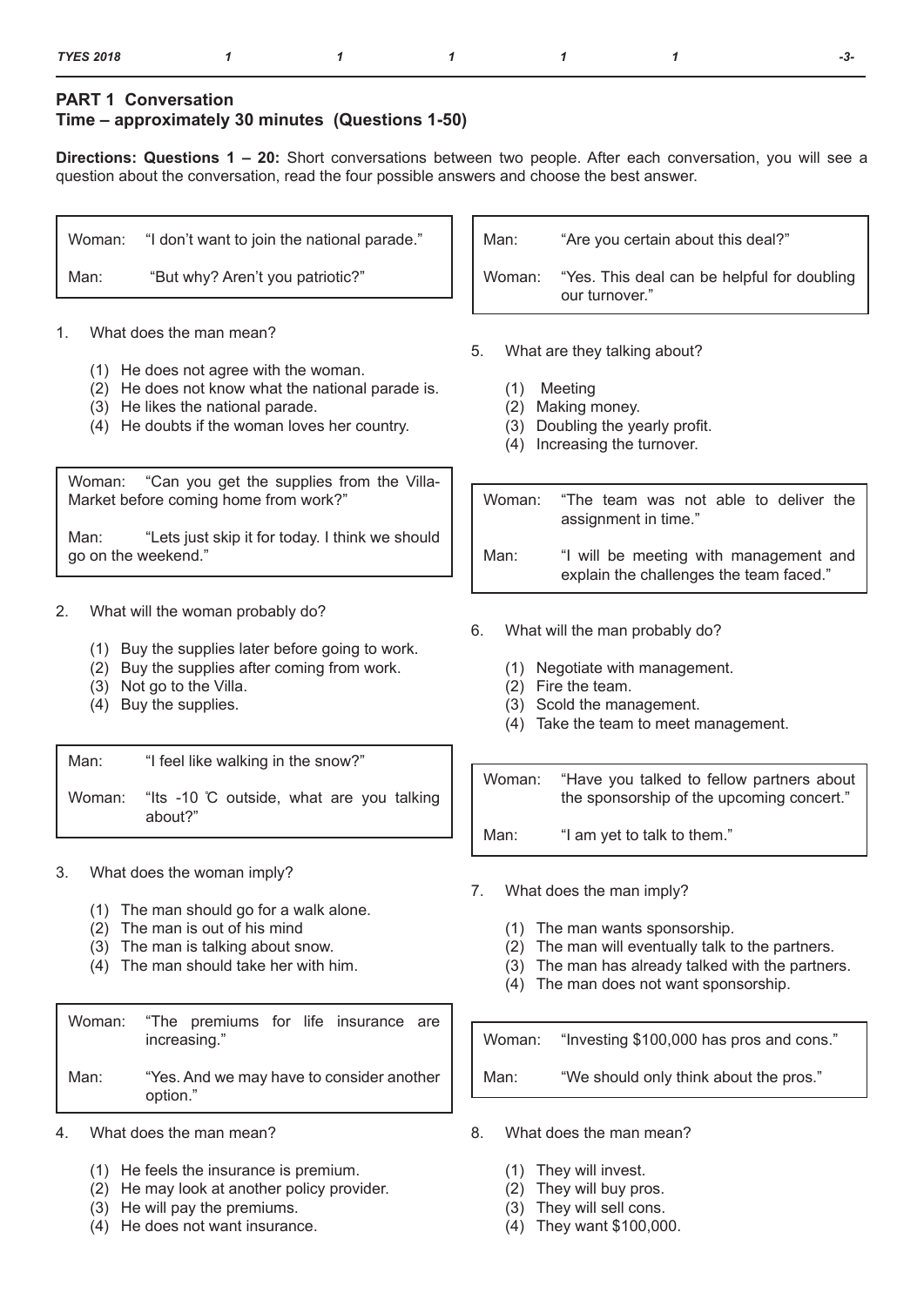## PART 1 Conversation

**Time – approximately 30 minutes (Questions 1-50)**

**Directions: Questions 1 – 20:** Short conversations between two people. After each conversation, you will see a question about the conversation, read the four possible answers and choose the best answer.

Woman: "I don't want to join the national parade."

Man: "But why? Aren't you patriotic?"

1. What does the man mean?
   (1) He does not agree with the woman.
   (2) He does not know what the national parade is.
   (3) He likes the national parade.
   (4) He doubts if the woman loves her country.

Woman: "Can you get the supplies from the Villa-Market before coming home from work?"

Man: "Lets just skip it for today. I think we should go on the weekend."

2. What will the woman probably do?
   (1) Buy the supplies later before going to work.
   (2) Buy the supplies after coming from work.
   (3) Not go to the Villa.
   (4) Buy the supplies.

Man: "I feel like walking in the snow?"

Woman: "Its -10 ℃ outside, what are you talking about?"

3. What does the woman imply?
   (1) The man should go for a walk alone.
   (2) The man is out of his mind
   (3) The man is talking about snow.
   (4) The man should take her with him.

Woman: "The premiums for life insurance are increasing."

Man: "Yes. And we may have to consider another option."

4. What does the man mean?
   (1) He feels the insurance is premium.
   (2) He may look at another policy provider.
   (3) He will pay the premiums.
   (4) He does not want insurance.

Man: "Are you certain about this deal?"

Woman: "Yes. This deal can be helpful for doubling our turnover."

5. What are they talking about?
   (1) Meeting
   (2) Making money.
   (3) Doubling the yearly profit.
   (4) Increasing the turnover.

Woman: "The team was not able to deliver the assignment in time."

Man: "I will be meeting with management and explain the challenges the team faced."

6. What will the man probably do?
   (1) Negotiate with management.
   (2) Fire the team.
   (3) Scold the management.
   (4) Take the team to meet management.

Woman: "Have you talked to fellow partners about the sponsorship of the upcoming concert."

Man: "I am yet to talk to them."

7. What does the man imply?
   (1) The man wants sponsorship.
   (2) The man will eventually talk to the partners.
   (3) The man has already talked with the partners.
   (4) The man does not want sponsorship.

Woman: "Investing $100,000 has pros and cons."

Man: "We should only think about the pros."

8. What does the man mean?
   (1) They will invest.
   (2) They will buy pros.
   (3) They will sell cons.
   (4) They want $100,000.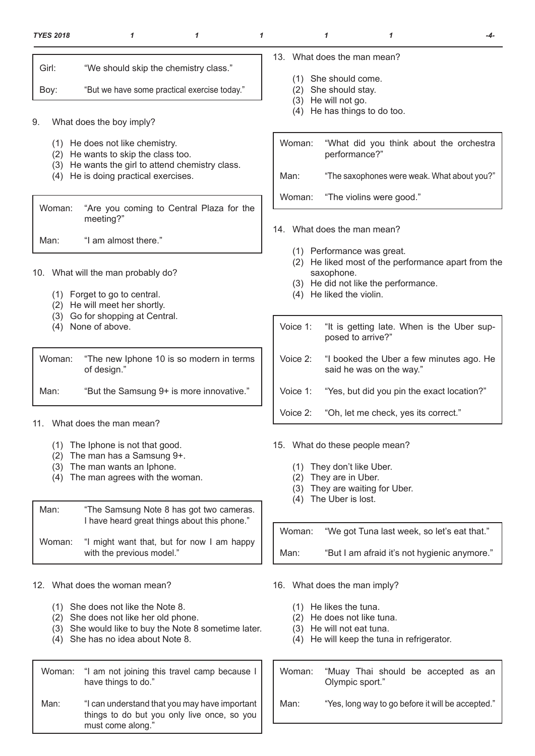| | |
|---|---|
| Girl: | "We should skip the chemistry class." |
| Boy: | "But we have some practical exercise today." |

9. What does the boy imply?

   (1) He does not like chemistry.
   (2) He wants to skip the class too.
   (3) He wants the girl to attend chemistry class.
   (4) He is doing practical exercises.

| | |
|---|---|
| Woman: | "Are you coming to Central Plaza for the meeting?" |
| Man: | "I am almost there." |

10. What will the man probably do?

   (1) Forget to go to central.
   (2) He will meet her shortly.
   (3) Go for shopping at Central.
   (4) None of above.

| | |
|---|---|
| Woman: | "The new Iphone 10 is so modern in terms of design." |
| Man: | "But the Samsung 9+ is more innovative." |

11. What does the man mean?

   (1) The Iphone is not that good.
   (2) The man has a Samsung 9+.
   (3) The man wants an Iphone.
   (4) The man agrees with the woman.

| | |
|---|---|
| Man: | "The Samsung Note 8 has got two cameras. I have heard great things about this phone." |
| Woman: | "I might want that, but for now I am happy with the previous model." |

12. What does the woman mean?

   (1) She does not like the Note 8.
   (2) She does not like her old phone.
   (3) She would like to buy the Note 8 sometime later.
   (4) She has no idea about Note 8.

| | |
|---|---|
| Woman: | "I am not joining this travel camp because I have things to do." |
| Man: | "I can understand that you may have important things to do but you only live once, so you must come along." |

13. What does the man mean?

   (1) She should come.
   (2) She should stay.
   (3) He will not go.
   (4) He has things to do too.

| | |
|---|---|
| Woman: | "What did you think about the orchestra performance?" |
| Man: | "The saxophones were weak. What about you?" |
| Woman: | "The violins were good." |

14. What does the man mean?

   (1) Performance was great.
   (2) He liked most of the performance apart from the saxophone.
   (3) He did not like the performance.
   (4) He liked the violin.

| | |
|---|---|
| Voice 1: | "It is getting late. When is the Uber supposed to arrive?" |
| Voice 2: | "I booked the Uber a few minutes ago. He said he was on the way." |
| Voice 1: | "Yes, but did you pin the exact location?" |
| Voice 2: | "Oh, let me check, yes its correct." |

15. What do these people mean?

   (1) They don't like Uber.
   (2) They are in Uber.
   (3) They are waiting for Uber.
   (4) The Uber is lost.

| | |
|---|---|
| Woman: | "We got Tuna last week, so let's eat that." |
| Man: | "But I am afraid it's not hygienic anymore." |

16. What does the man imply?

   (1) He likes the tuna.
   (2) He does not like tuna.
   (3) He will not eat tuna.
   (4) He will keep the tuna in refrigerator.

| | |
|---|---|
| Woman: | "Muay Thai should be accepted as an Olympic sport." |
| Man: | "Yes, long way to go before it will be accepted." |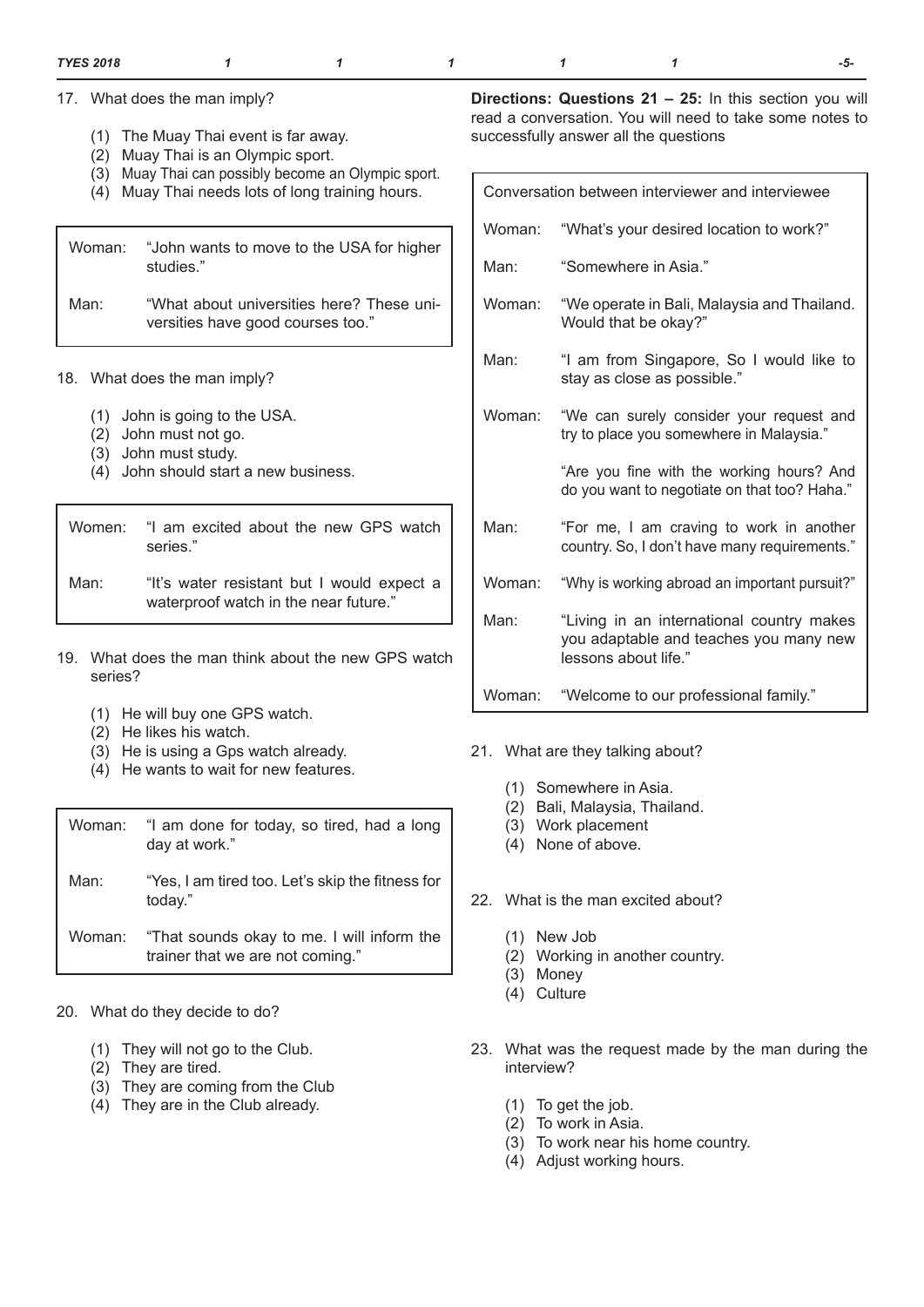17. What does the man imply?

   (1) The Muay Thai event is far away.
   (2) Muay Thai is an Olympic sport.
   (3) Muay Thai can possibly become an Olympic sport.
   (4) Muay Thai needs lots of long training hours.

| | |
|---|---|
| Woman: | "John wants to move to the USA for higher studies." |
| Man: | "What about universities here? These universities have good courses too." |

18. What does the man imply?

   (1) John is going to the USA.
   (2) John must not go.
   (3) John must study.
   (4) John should start a new business.

| | |
|---|---|
| Women: | "I am excited about the new GPS watch series." |
| Man: | "It's water resistant but I would expect a waterproof watch in the near future." |

19. What does the man think about the new GPS watch series?

   (1) He will buy one GPS watch.
   (2) He likes his watch.
   (3) He is using a Gps watch already.
   (4) He wants to wait for new features.

| | |
|---|---|
| Woman: | "I am done for today, so tired, had a long day at work." |
| Man: | "Yes, I am tired too. Let's skip the fitness for today." |
| Woman: | "That sounds okay to me. I will inform the trainer that we are not coming." |

20. What do they decide to do?

   (1) They will not go to the Club.
   (2) They are tired.
   (3) They are coming from the Club
   (4) They are in the Club already.

**Directions: Questions 21 – 25:** In this section you will read a conversation. You will need to take some notes to successfully answer all the questions

| Conversation between interviewer and interviewee | |
|---|---|
| Woman: | "What's your desired location to work?" |
| Man: | "Somewhere in Asia." |
| Woman: | "We operate in Bali, Malaysia and Thailand. Would that be okay?" |
| Man: | "I am from Singapore, So I would like to stay as close as possible." |
| Woman: | "We can surely consider your request and try to place you somewhere in Malaysia." "Are you fine with the working hours? And do you want to negotiate on that too? Haha." |
| Man: | "For me, I am craving to work in another country. So, I don't have many requirements." |
| Woman: | "Why is working abroad an important pursuit?" |
| Man: | "Living in an international country makes you adaptable and teaches you many new lessons about life." |
| Woman: | "Welcome to our professional family." |

21. What are they talking about?

   (1) Somewhere in Asia.
   (2) Bali, Malaysia, Thailand.
   (3) Work placement
   (4) None of above.

22. What is the man excited about?

   (1) New Job
   (2) Working in another country.
   (3) Money
   (4) Culture

23. What was the request made by the man during the interview?

   (1) To get the job.
   (2) To work in Asia.
   (3) To work near his home country.
   (4) Adjust working hours.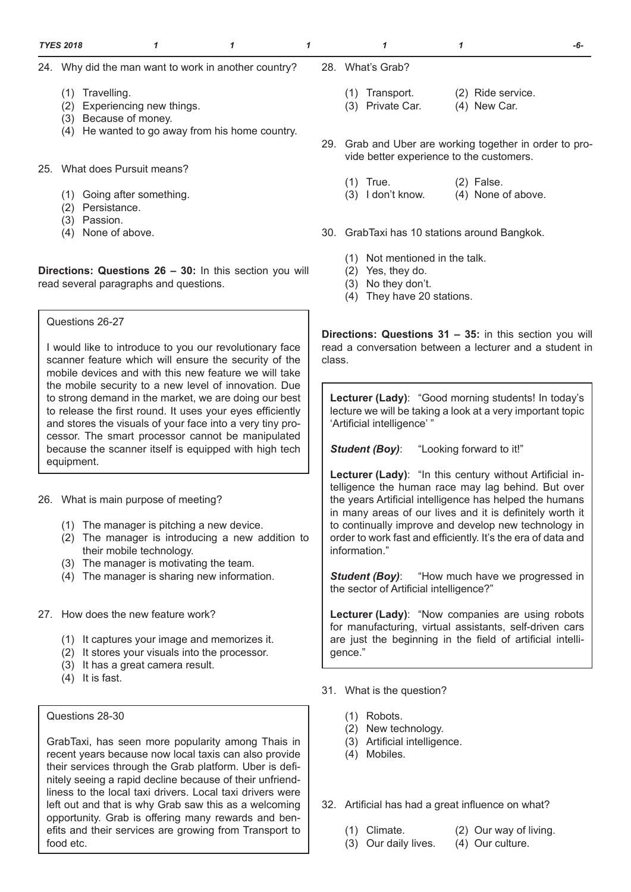24. Why did the man want to work in another country?

    (1) Travelling.
    (2) Experiencing new things.
    (3) Because of money.
    (4) He wanted to go away from his home country.

25. What does Pursuit means?

    (1) Going after something.
    (2) Persistance.
    (3) Passion.
    (4) None of above.

**Directions: Questions 26 – 30:** In this section you will read several paragraphs and questions.

> Questions 26-27
>
> I would like to introduce to you our revolutionary face scanner feature which will ensure the security of the mobile devices and with this new feature we will take the mobile security to a new level of innovation. Due to strong demand in the market, we are doing our best to release the first round. It uses your eyes efficiently and stores the visuals of your face into a very tiny processor. The smart processor cannot be manipulated because the scanner itself is equipped with high tech equipment.

26. What is main purpose of meeting?

    (1) The manager is pitching a new device.
    (2) The manager is introducing a new addition to their mobile technology.
    (3) The manager is motivating the team.
    (4) The manager is sharing new information.

27. How does the new feature work?

    (1) It captures your image and memorizes it.
    (2) It stores your visuals into the processor.
    (3) It has a great camera result.
    (4) It is fast.

> Questions 28-30
>
> GrabTaxi, has seen more popularity among Thais in recent years because now local taxis can also provide their services through the Grab platform. Uber is definitely seeing a rapid decline because of their unfriendliness to the local taxi drivers. Local taxi drivers were left out and that is why Grab saw this as a welcoming opportunity. Grab is offering many rewards and benefits and their services are growing from Transport to food etc.

28. What's Grab?

    (1) Transport. (2) Ride service.
    (3) Private Car. (4) New Car.

29. Grab and Uber are working together in order to provide better experience to the customers.

    (1) True. (2) False.
    (3) I don't know. (4) None of above.

30. GrabTaxi has 10 stations around Bangkok.

    (1) Not mentioned in the talk.
    (2) Yes, they do.
    (3) No they don't.
    (4) They have 20 stations.

**Directions: Questions 31 – 35:** in this section you will read a conversation between a lecturer and a student in class.

> **Lecturer (Lady)**: "Good morning students! In today's lecture we will be taking a look at a very important topic 'Artificial intelligence' "
>
> ***Student (Boy)***: "Looking forward to it!"
>
> **Lecturer (Lady)**: "In this century without Artificial intelligence the human race may lag behind. But over the years Artificial intelligence has helped the humans in many areas of our lives and it is definitely worth it to continually improve and develop new technology in order to work fast and efficiently. It's the era of data and information."
>
> ***Student (Boy)***: "How much have we progressed in the sector of Artificial intelligence?"
>
> **Lecturer (Lady)**: "Now companies are using robots for manufacturing, virtual assistants, self-driven cars are just the beginning in the field of artificial intelligence."

31. What is the question?

    (1) Robots.
    (2) New technology.
    (3) Artificial intelligence.
    (4) Mobiles.

32. Artificial has had a great influence on what?

    (1) Climate. (2) Our way of living.
    (3) Our daily lives. (4) Our culture.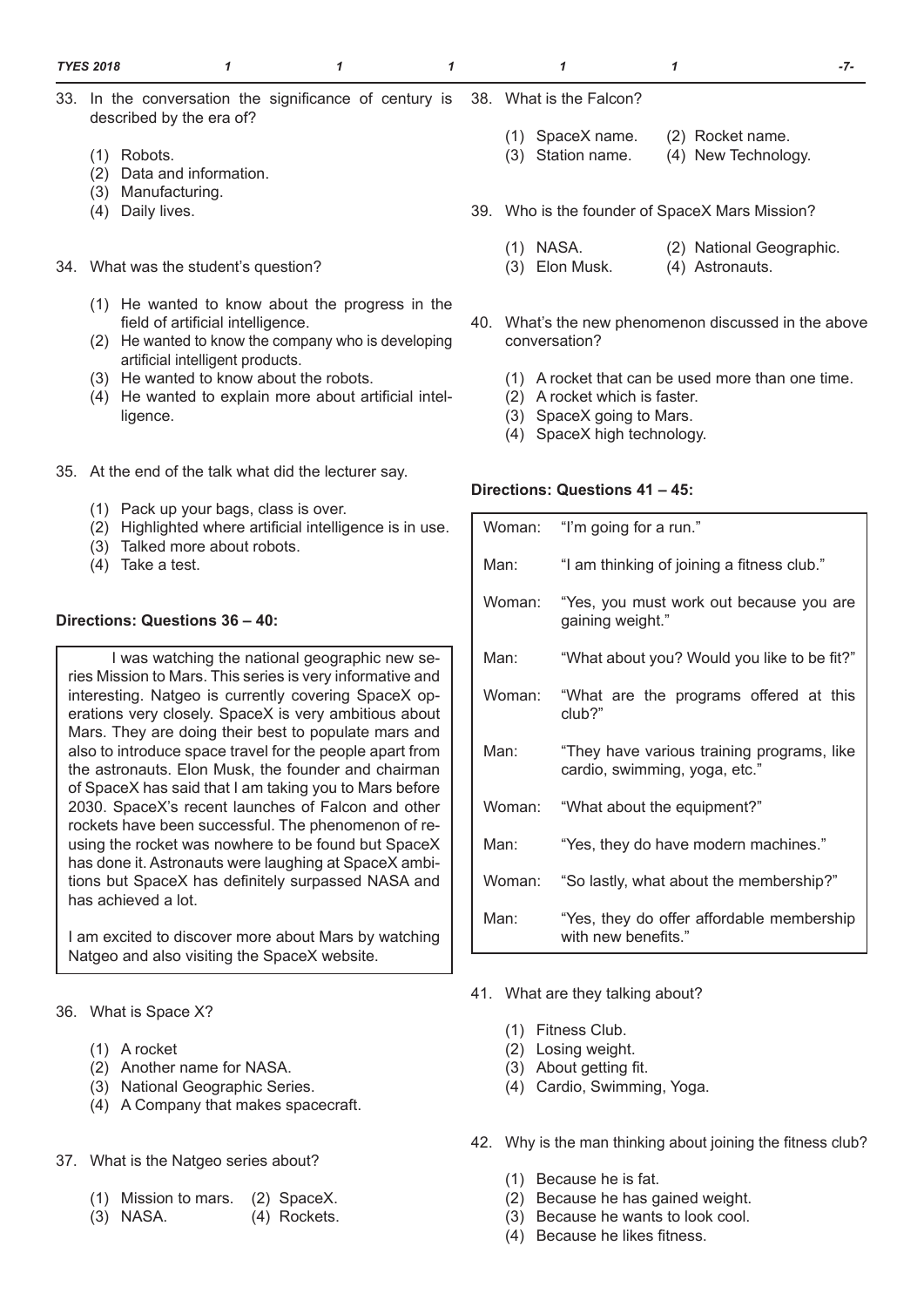33. In the conversation the significance of century is described by the era of?

    (1) Robots.
    (2) Data and information.
    (3) Manufacturing.
    (4) Daily lives.

34. What was the student's question?

    (1) He wanted to know about the progress in the field of artificial intelligence.
    (2) He wanted to know the company who is developing artificial intelligent products.
    (3) He wanted to know about the robots.
    (4) He wanted to explain more about artificial intelligence.

35. At the end of the talk what did the lecturer say.

    (1) Pack up your bags, class is over.
    (2) Highlighted where artificial intelligence is in use.
    (3) Talked more about robots.
    (4) Take a test.

**Directions: Questions 36 – 40:**

I was watching the national geographic new series Mission to Mars. This series is very informative and interesting. Natgeo is currently covering SpaceX operations very closely. SpaceX is very ambitious about Mars. They are doing their best to populate mars and also to introduce space travel for the people apart from the astronauts. Elon Musk, the founder and chairman of SpaceX has said that I am taking you to Mars before 2030. SpaceX's recent launches of Falcon and other rockets have been successful. The phenomenon of reusing the rocket was nowhere to be found but SpaceX has done it. Astronauts were laughing at SpaceX ambitions but SpaceX has definitely surpassed NASA and has achieved a lot.

I am excited to discover more about Mars by watching Natgeo and also visiting the SpaceX website.

36. What is Space X?

    (1) A rocket
    (2) Another name for NASA.
    (3) National Geographic Series.
    (4) A Company that makes spacecraft.

37. What is the Natgeo series about?

    (1) Mission to mars.
    (2) SpaceX.
    (3) NASA.
    (4) Rockets.

38. What is the Falcon?

    (1) SpaceX name.
    (2) Rocket name.
    (3) Station name.
    (4) New Technology.

39. Who is the founder of SpaceX Mars Mission?

    (1) NASA.
    (2) National Geographic.
    (3) Elon Musk.
    (4) Astronauts.

40. What's the new phenomenon discussed in the above conversation?

    (1) A rocket that can be used more than one time.
    (2) A rocket which is faster.
    (3) SpaceX going to Mars.
    (4) SpaceX high technology.

**Directions: Questions 41 – 45:**

| | |
|---|---|
| Woman: | "I'm going for a run." |
| Man: | "I am thinking of joining a fitness club." |
| Woman: | "Yes, you must work out because you are gaining weight." |
| Man: | "What about you? Would you like to be fit?" |
| Woman: | "What are the programs offered at this club?" |
| Man: | "They have various training programs, like cardio, swimming, yoga, etc." |
| Woman: | "What about the equipment?" |
| Man: | "Yes, they do have modern machines." |
| Woman: | "So lastly, what about the membership?" |
| Man: | "Yes, they do offer affordable membership with new benefits." |

41. What are they talking about?

    (1) Fitness Club.
    (2) Losing weight.
    (3) About getting fit.
    (4) Cardio, Swimming, Yoga.

42. Why is the man thinking about joining the fitness club?

    (1) Because he is fat.
    (2) Because he has gained weight.
    (3) Because he wants to look cool.
    (4) Because he likes fitness.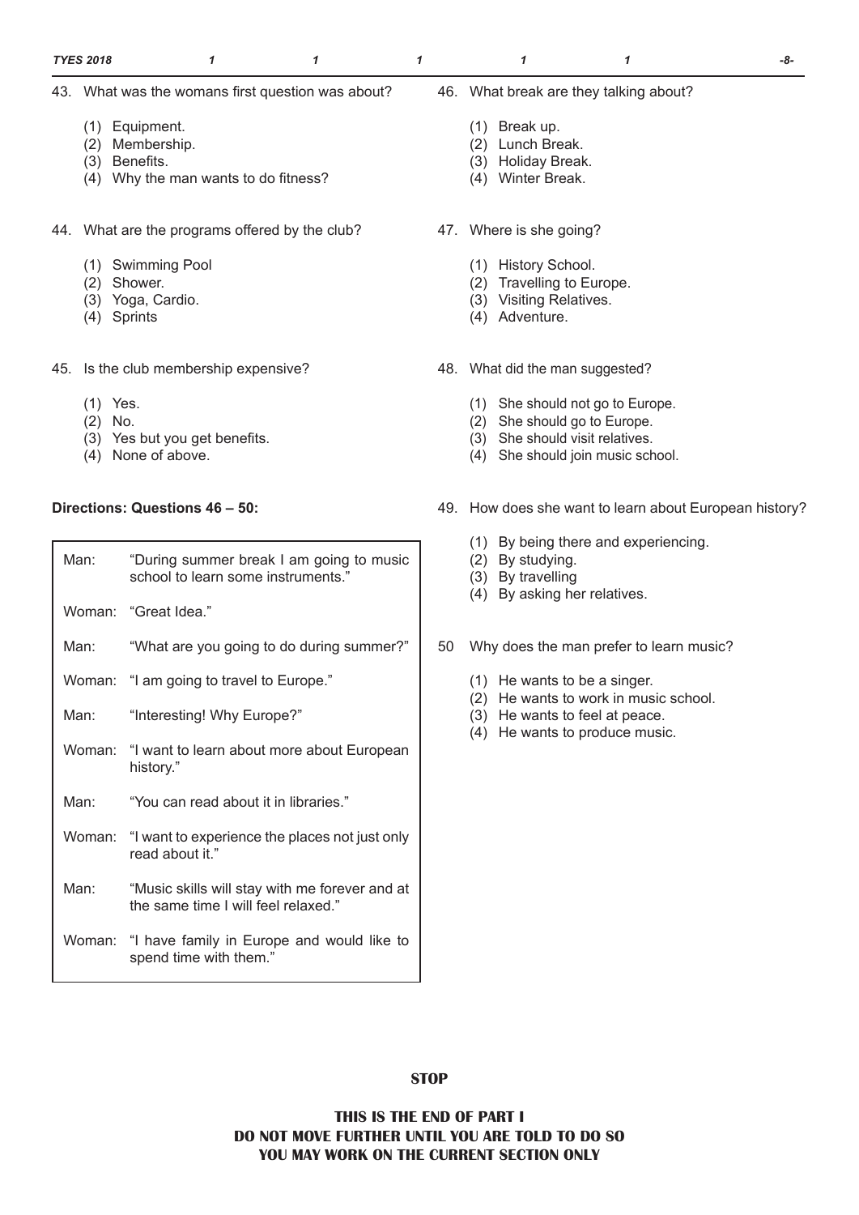43. What was the womans first question was about?

    (1) Equipment.
    (2) Membership.
    (3) Benefits.
    (4) Why the man wants to do fitness?

44. What are the programs offered by the club?

    (1) Swimming Pool
    (2) Shower.
    (3) Yoga, Cardio.
    (4) Sprints

45. Is the club membership expensive?

    (1) Yes.
    (2) No.
    (3) Yes but you get benefits.
    (4) None of above.

**Directions: Questions 46 – 50:**

| | |
|---|---|
| Man: | "During summer break I am going to music school to learn some instruments." |
| Woman: | "Great Idea." |
| Man: | "What are you going to do during summer?" |
| Woman: | "I am going to travel to Europe." |
| Man: | "Interesting! Why Europe?" |
| Woman: | "I want to learn about more about European history." |
| Man: | "You can read about it in libraries." |
| Woman: | "I want to experience the places not just only read about it." |
| Man: | "Music skills will stay with me forever and at the same time I will feel relaxed." |
| Woman: | "I have family in Europe and would like to spend time with them." |

46. What break are they talking about?

    (1) Break up.
    (2) Lunch Break.
    (3) Holiday Break.
    (4) Winter Break.

47. Where is she going?

    (1) History School.
    (2) Travelling to Europe.
    (3) Visiting Relatives.
    (4) Adventure.

48. What did the man suggested?

    (1) She should not go to Europe.
    (2) She should go to Europe.
    (3) She should visit relatives.
    (4) She should join music school.

49. How does she want to learn about European history?

    (1) By being there and experiencing.
    (2) By studying.
    (3) By travelling
    (4) By asking her relatives.

50 Why does the man prefer to learn music?

    (1) He wants to be a singer.
    (2) He wants to work in music school.
    (3) He wants to feel at peace.
    (4) He wants to produce music.

**STOP**

**THIS IS THE END OF PART I**
**DO NOT MOVE FURTHER UNTIL YOU ARE TOLD TO DO SO**
**YOU MAY WORK ON THE CURRENT SECTION ONLY**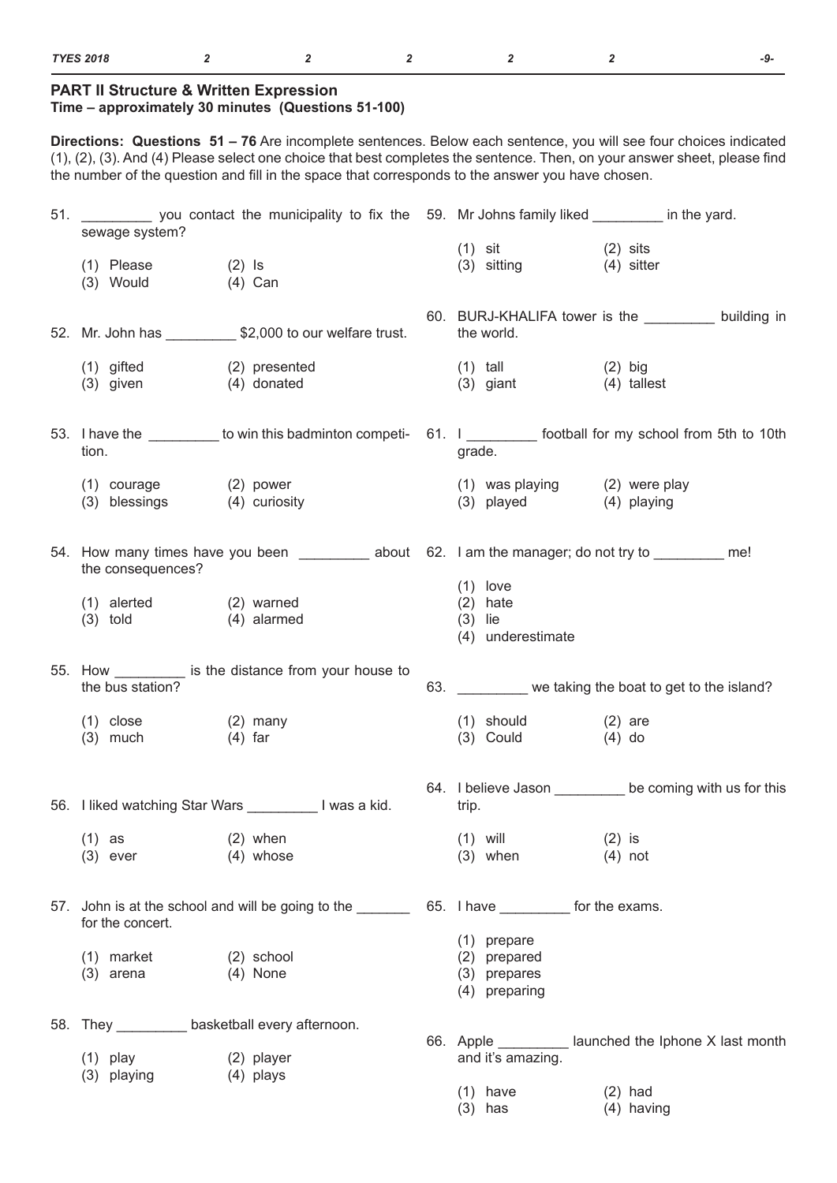## PART II Structure & Written Expression

**Time – approximately 30 minutes (Questions 51-100)**

**Directions: Questions 51 – 76** Are incomplete sentences. Below each sentence, you will see four choices indicated (1), (2), (3). And (4) Please select one choice that best completes the sentence. Then, on your answer sheet, please find the number of the question and fill in the space that corresponds to the answer you have chosen.

51. _________ you contact the municipality to fix the sewage system?

    (1) Please (2) Is
    (3) Would (4) Can

52. Mr. John has _________ $2,000 to our welfare trust.

    (1) gifted (2) presented
    (3) given (4) donated

53. I have the _________ to win this badminton competition.

    (1) courage (2) power
    (3) blessings (4) curiosity

54. How many times have you been _________ about the consequences?

    (1) alerted (2) warned
    (3) told (4) alarmed

55. How _________ is the distance from your house to the bus station?

    (1) close (2) many
    (3) much (4) far

56. I liked watching Star Wars _________ I was a kid.

    (1) as (2) when
    (3) ever (4) whose

57. John is at the school and will be going to the _______ for the concert.

    (1) market (2) school
    (3) arena (4) None

58. They _________ basketball every afternoon.

    (1) play (2) player
    (3) playing (4) plays

59. Mr Johns family liked _________ in the yard.

    (1) sit (2) sits
    (3) sitting (4) sitter

60. BURJ-KHALIFA tower is the _________ building in the world.

    (1) tall (2) big
    (3) giant (4) tallest

61. I _________ football for my school from 5th to 10th grade.

    (1) was playing (2) were play
    (3) played (4) playing

62. I am the manager; do not try to _________ me!

    (1) love
    (2) hate
    (3) lie
    (4) underestimate

63. _________ we taking the boat to get to the island?

    (1) should (2) are
    (3) Could (4) do

64. I believe Jason _________ be coming with us for this trip.

    (1) will (2) is
    (3) when (4) not

65. I have _________ for the exams.

    (1) prepare
    (2) prepared
    (3) prepares
    (4) preparing

66. Apple _________ launched the Iphone X last month and it's amazing.

    (1) have (2) had
    (3) has (4) having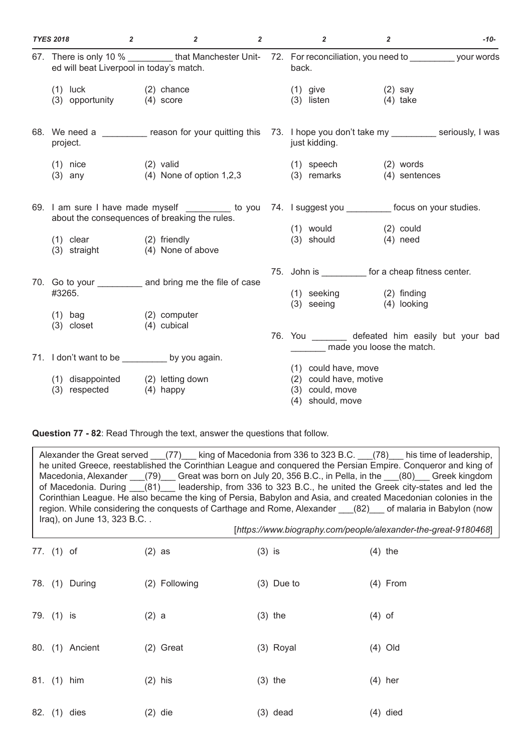67. There is only 10 % _________ that Manchester United will beat Liverpool in today's match.

(1) luck (2) chance
(3) opportunity (4) score

68. We need a _________ reason for your quitting this project.

(1) nice (2) valid
(3) any (4) None of option 1,2,3

69. I am sure I have made myself _________ to you about the consequences of breaking the rules.

(1) clear (2) friendly
(3) straight (4) None of above

70. Go to your _________ and bring me the file of case #3265.

(1) bag (2) computer
(3) closet (4) cubical

71. I don't want to be _________ by you again.

(1) disappointed (2) letting down
(3) respected (4) happy

72. For reconciliation, you need to _________ your words back.

(1) give (2) say
(3) listen (4) take

73. I hope you don't take my _________ seriously, I was just kidding.

(1) speech (2) words
(3) remarks (4) sentences

74. I suggest you _________ focus on your studies.

(1) would (2) could
(3) should (4) need

75. John is _________ for a cheap fitness center.

(1) seeking (2) finding
(3) seeing (4) looking

76. You _______ defeated him easily but your bad _______ made you loose the match.

(1) could have, move
(2) could have, motive
(3) could, move
(4) should, move

**Question 77 - 82**: Read Through the text, answer the questions that follow.

> Alexander the Great served ___(77)___ king of Macedonia from 336 to 323 B.C. ___(78)___ his time of leadership, he united Greece, reestablished the Corinthian League and conquered the Persian Empire. Conqueror and king of Macedonia, Alexander ___(79)___ Great was born on July 20, 356 B.C., in Pella, in the ___(80)___ Greek kingdom of Macedonia. During ___(81)___ leadership, from 336 to 323 B.C., he united the Greek city-states and led the Corinthian League. He also became the king of Persia, Babylon and Asia, and created Macedonian colonies in the region. While considering the conquests of Carthage and Rome, Alexander ___(82)___ of malaria in Babylon (now Iraq), on June 13, 323 B.C. .
>
> [*https://www.biography.com/people/alexander-the-great-9180468*]

77. (1) of (2) as (3) is (4) the

78. (1) During (2) Following (3) Due to (4) From

79. (1) is (2) a (3) the (4) of

80. (1) Ancient (2) Great (3) Royal (4) Old

81. (1) him (2) his (3) the (4) her

82. (1) dies (2) die (3) dead (4) died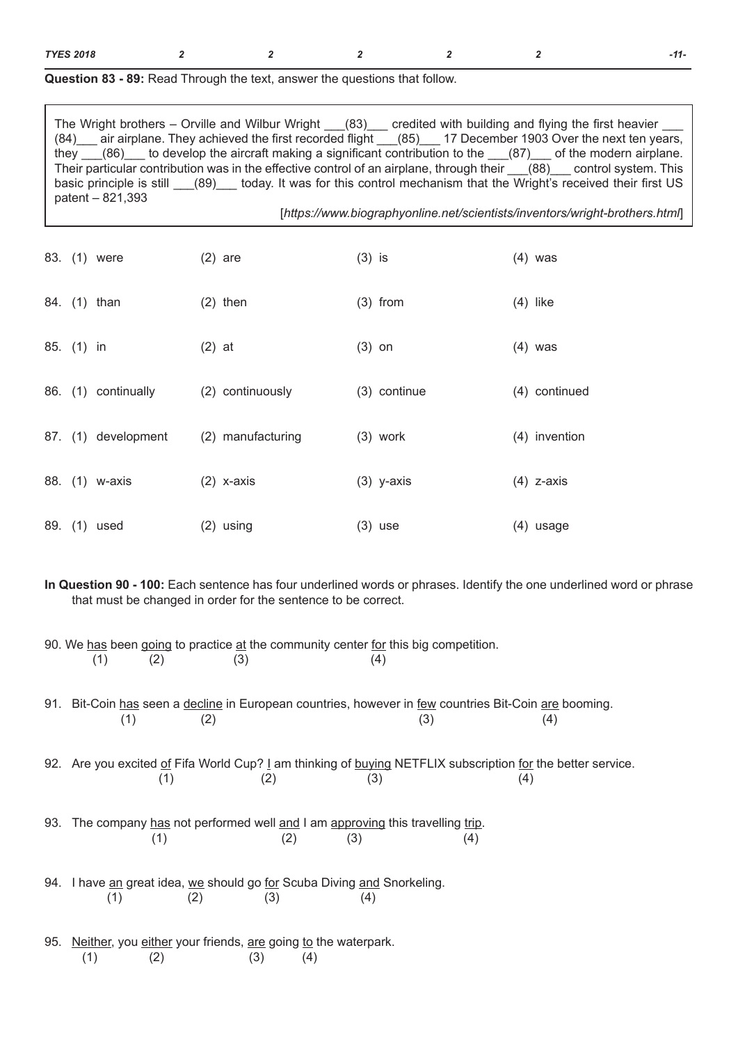**Question 83 - 89:** Read Through the text, answer the questions that follow.

> The Wright brothers – Orville and Wilbur Wright ___(83)___ credited with building and flying the first heavier ___(84)___ air airplane. They achieved the first recorded flight ___(85)___ 17 December 1903 Over the next ten years, they ___(86)___ to develop the aircraft making a significant contribution to the ___(87)___ of the modern airplane. Their particular contribution was in the effective control of an airplane, through their ___(88)___ control system. This basic principle is still ___(89)___ today. It was for this control mechanism that the Wright's received their first US patent – 821,393
>
> [*https://www.biographyonline.net/scientists/inventors/wright-brothers.html*]

83. (1) were (2) are (3) is (4) was

84. (1) than (2) then (3) from (4) like

85. (1) in (2) at (3) on (4) was

86. (1) continually (2) continuously (3) continue (4) continued

87. (1) development (2) manufacturing (3) work (4) invention

88. (1) w-axis (2) x-axis (3) y-axis (4) z-axis

89. (1) used (2) using (3) use (4) usage

**In Question 90 - 100:** Each sentence has four underlined words or phrases. Identify the one underlined word or phrase that must be changed in order for the sentence to be correct.

90. We <u>has</u>(1) been <u>going</u>(2) to practice <u>at</u>(3) the community center <u>for</u>(4) this big competition.

91. Bit-Coin <u>has</u>(1) seen a <u>decline</u>(2) in European countries, however in <u>few</u>(3) countries Bit-Coin <u>are</u>(4) booming.

92. Are you excited <u>of</u>(1) Fifa World Cup? <u>I</u>(2) am thinking of <u>buying</u>(3) NETFLIX subscription <u>for</u>(4) the better service.

93. The company <u>has</u>(1) not performed well <u>and</u>(2) I am <u>approving</u>(3) this travelling <u>trip</u>(4).

94. I have <u>an</u>(1) great idea, <u>we</u>(2) should go <u>for</u>(3) Scuba Diving <u>and</u>(4) Snorkeling.

95. <u>Neither</u>(1), you <u>either</u>(2) your friends, <u>are</u>(3) going <u>to</u>(4) the waterpark.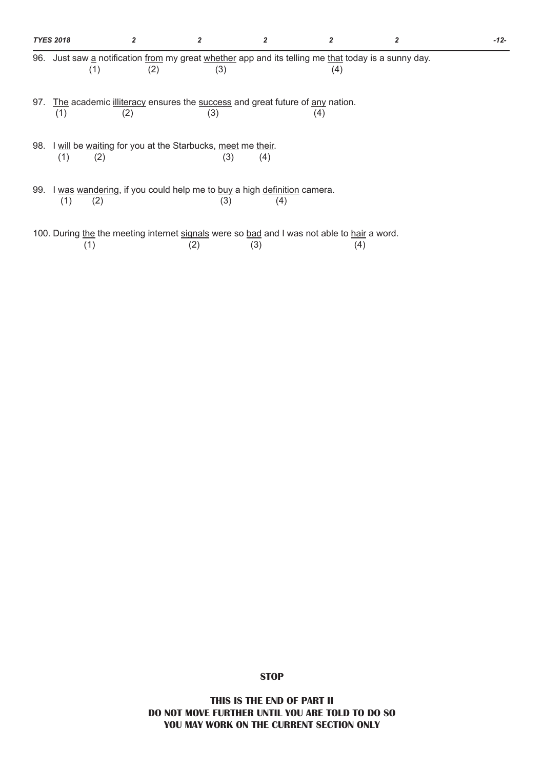96. Just saw <u>a</u> notification <u>from</u> my great <u>whether</u> app and its telling me <u>that</u> today is a sunny day.
(1) (2) (3) (4)

97. <u>The</u> academic <u>illiteracy</u> ensures the <u>success</u> and great future of <u>any</u> nation.
(1) (2) (3) (4)

98. I <u>will</u> be <u>waiting</u> for you at the Starbucks, <u>meet</u> me <u>their</u>.
(1) (2) (3) (4)

99. I <u>was</u> <u>wandering</u>, if you could help me to <u>buy</u> a high <u>definition</u> camera.
(1) (2) (3) (4)

100. During <u>the</u> the meeting internet <u>signals</u> were so <u>bad</u> and I was not able to <u>hair</u> a word.
(1) (2) (3) (4)

**STOP**

**THIS IS THE END OF PART II**
**DO NOT MOVE FURTHER UNTIL YOU ARE TOLD TO DO SO**
**YOU MAY WORK ON THE CURRENT SECTION ONLY**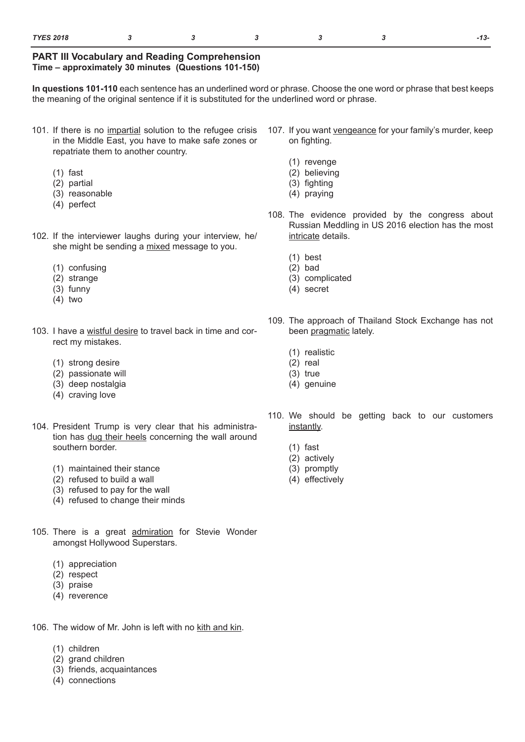## PART III Vocabulary and Reading Comprehension

**Time – approximately 30 minutes (Questions 101-150)**

**In questions 101-110** each sentence has an underlined word or phrase. Choose the one word or phrase that best keeps the meaning of the original sentence if it is substituted for the underlined word or phrase.

101. If there is no <u>impartial</u> solution to the refugee crisis in the Middle East, you have to make safe zones or repatriate them to another country.

   (1) fast
   (2) partial
   (3) reasonable
   (4) perfect

102. If the interviewer laughs during your interview, he/she might be sending a <u>mixed</u> message to you.

   (1) confusing
   (2) strange
   (3) funny
   (4) two

103. I have a <u>wistful desire</u> to travel back in time and correct my mistakes.

   (1) strong desire
   (2) passionate will
   (3) deep nostalgia
   (4) craving love

104. President Trump is very clear that his administration has <u>dug their heels</u> concerning the wall around southern border.

   (1) maintained their stance
   (2) refused to build a wall
   (3) refused to pay for the wall
   (4) refused to change their minds

105. There is a great <u>admiration</u> for Stevie Wonder amongst Hollywood Superstars.

   (1) appreciation
   (2) respect
   (3) praise
   (4) reverence

106. The widow of Mr. John is left with no <u>kith and kin</u>.

   (1) children
   (2) grand children
   (3) friends, acquaintances
   (4) connections

107. If you want <u>vengeance</u> for your family's murder, keep on fighting.

   (1) revenge
   (2) believing
   (3) fighting
   (4) praying

108. The evidence provided by the congress about Russian Meddling in US 2016 election has the most <u>intricate</u> details.

   (1) best
   (2) bad
   (3) complicated
   (4) secret

109. The approach of Thailand Stock Exchange has not been <u>pragmatic</u> lately.

   (1) realistic
   (2) real
   (3) true
   (4) genuine

110. We should be getting back to our customers <u>instantly</u>.

   (1) fast
   (2) actively
   (3) promptly
   (4) effectively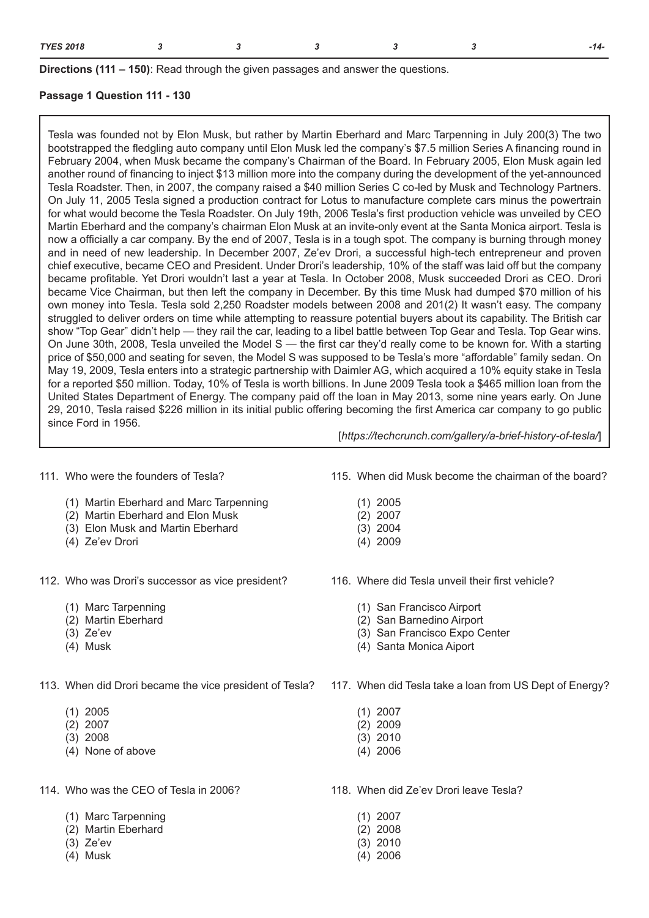**Directions (111 – 150)**: Read through the given passages and answer the questions.

**Passage 1 Question 111 - 130**

Tesla was founded not by Elon Musk, but rather by Martin Eberhard and Marc Tarpenning in July 200(3) The two bootstrapped the fledgling auto company until Elon Musk led the company's $7.5 million Series A financing round in February 2004, when Musk became the company's Chairman of the Board. In February 2005, Elon Musk again led another round of financing to inject $13 million more into the company during the development of the yet-announced Tesla Roadster. Then, in 2007, the company raised a $40 million Series C co-led by Musk and Technology Partners. On July 11, 2005 Tesla signed a production contract for Lotus to manufacture complete cars minus the powertrain for what would become the Tesla Roadster. On July 19th, 2006 Tesla's first production vehicle was unveiled by CEO Martin Eberhard and the company's chairman Elon Musk at an invite-only event at the Santa Monica airport. Tesla is now a officially a car company. By the end of 2007, Tesla is in a tough spot. The company is burning through money and in need of new leadership. In December 2007, Ze'ev Drori, a successful high-tech entrepreneur and proven chief executive, became CEO and President. Under Drori's leadership, 10% of the staff was laid off but the company became profitable. Yet Drori wouldn't last a year at Tesla. In October 2008, Musk succeeded Drori as CEO. Drori became Vice Chairman, but then left the company in December. By this time Musk had dumped $70 million of his own money into Tesla. Tesla sold 2,250 Roadster models between 2008 and 201(2) It wasn't easy. The company struggled to deliver orders on time while attempting to reassure potential buyers about its capability. The British car show "Top Gear" didn't help — they rail the car, leading to a libel battle between Top Gear and Tesla. Top Gear wins. On June 30th, 2008, Tesla unveiled the Model S — the first car they'd really come to be known for. With a starting price of $50,000 and seating for seven, the Model S was supposed to be Tesla's more "affordable" family sedan. On May 19, 2009, Tesla enters into a strategic partnership with Daimler AG, which acquired a 10% equity stake in Tesla for a reported $50 million. Today, 10% of Tesla is worth billions. In June 2009 Tesla took a $465 million loan from the United States Department of Energy. The company paid off the loan in May 2013, some nine years early. On June 29, 2010, Tesla raised $226 million in its initial public offering becoming the first America car company to go public since Ford in 1956.

[*https://techcrunch.com/gallery/a-brief-history-of-tesla/*]

111. Who were the founders of Tesla?
   (1) Martin Eberhard and Marc Tarpenning
   (2) Martin Eberhard and Elon Musk
   (3) Elon Musk and Martin Eberhard
   (4) Ze'ev Drori

112. Who was Drori's successor as vice president?
   (1) Marc Tarpenning
   (2) Martin Eberhard
   (3) Ze'ev
   (4) Musk

113. When did Drori became the vice president of Tesla?
   (1) 2005
   (2) 2007
   (3) 2008
   (4) None of above

114. Who was the CEO of Tesla in 2006?
   (1) Marc Tarpenning
   (2) Martin Eberhard
   (3) Ze'ev
   (4) Musk

115. When did Musk become the chairman of the board?
   (1) 2005
   (2) 2007
   (3) 2004
   (4) 2009

116. Where did Tesla unveil their first vehicle?
   (1) San Francisco Airport
   (2) San Barnedino Airport
   (3) San Francisco Expo Center
   (4) Santa Monica Aiport

117. When did Tesla take a loan from US Dept of Energy?
   (1) 2007
   (2) 2009
   (3) 2010
   (4) 2006

118. When did Ze'ev Drori leave Tesla?
   (1) 2007
   (2) 2008
   (3) 2010
   (4) 2006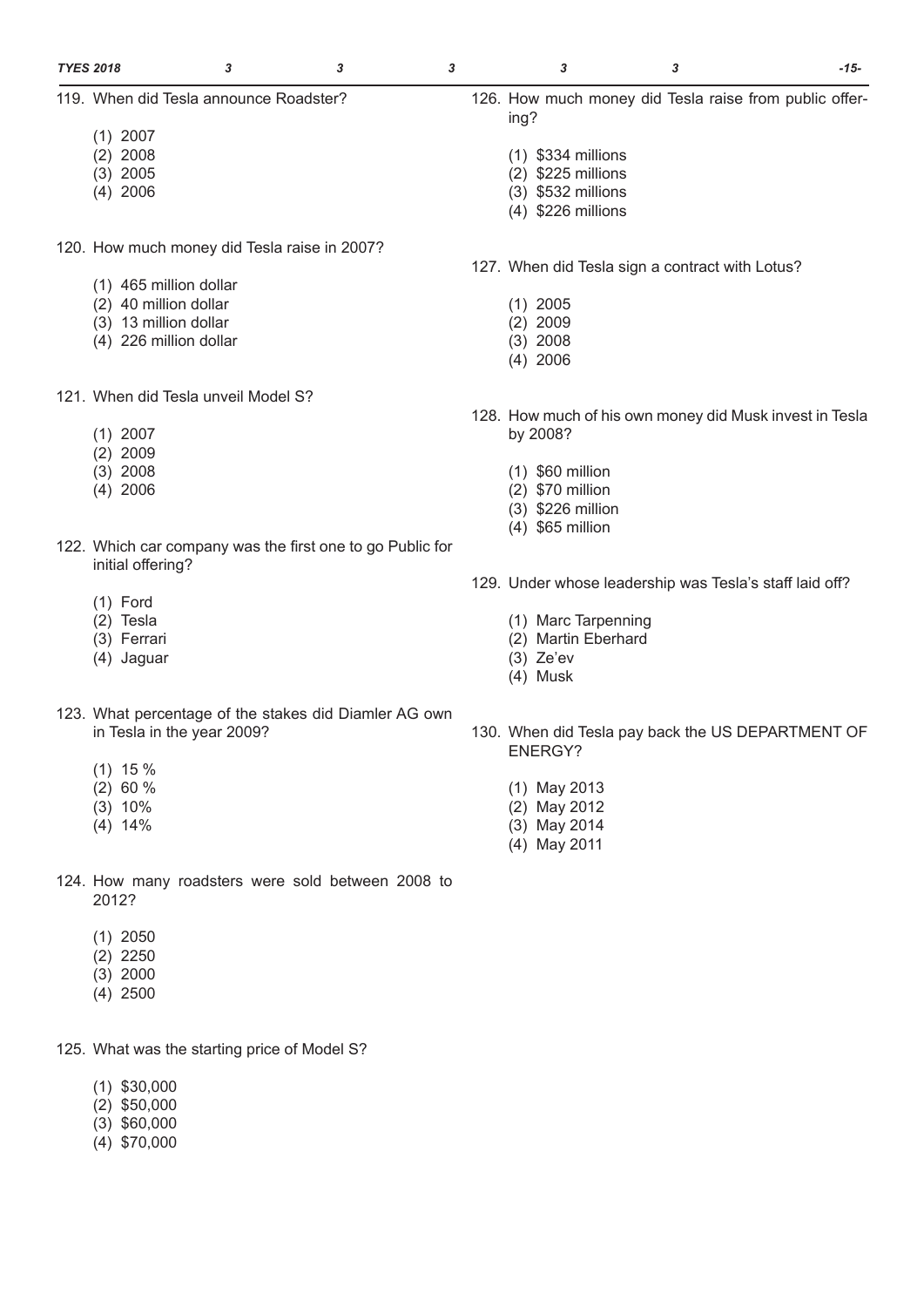119. When did Tesla announce Roadster?

(1) 2007
(2) 2008
(3) 2005
(4) 2006

120. How much money did Tesla raise in 2007?

(1) 465 million dollar
(2) 40 million dollar
(3) 13 million dollar
(4) 226 million dollar

121. When did Tesla unveil Model S?

(1) 2007
(2) 2009
(3) 2008
(4) 2006

122. Which car company was the first one to go Public for initial offering?

(1) Ford
(2) Tesla
(3) Ferrari
(4) Jaguar

123. What percentage of the stakes did Diamler AG own in Tesla in the year 2009?

(1) 15 %
(2) 60 %
(3) 10%
(4) 14%

124. How many roadsters were sold between 2008 to 2012?

(1) 2050
(2) 2250
(3) 2000
(4) 2500

125. What was the starting price of Model S?

(1) $30,000
(2) $50,000
(3) $60,000
(4) $70,000

126. How much money did Tesla raise from public offering?

(1) $334 millions
(2) $225 millions
(3) $532 millions
(4) $226 millions

127. When did Tesla sign a contract with Lotus?

(1) 2005
(2) 2009
(3) 2008
(4) 2006

128. How much of his own money did Musk invest in Tesla by 2008?

(1) $60 million
(2) $70 million
(3) $226 million
(4) $65 million

129. Under whose leadership was Tesla's staff laid off?

(1) Marc Tarpenning
(2) Martin Eberhard
(3) Ze'ev
(4) Musk

130. When did Tesla pay back the US DEPARTMENT OF ENERGY?

(1) May 2013
(2) May 2012
(3) May 2014
(4) May 2011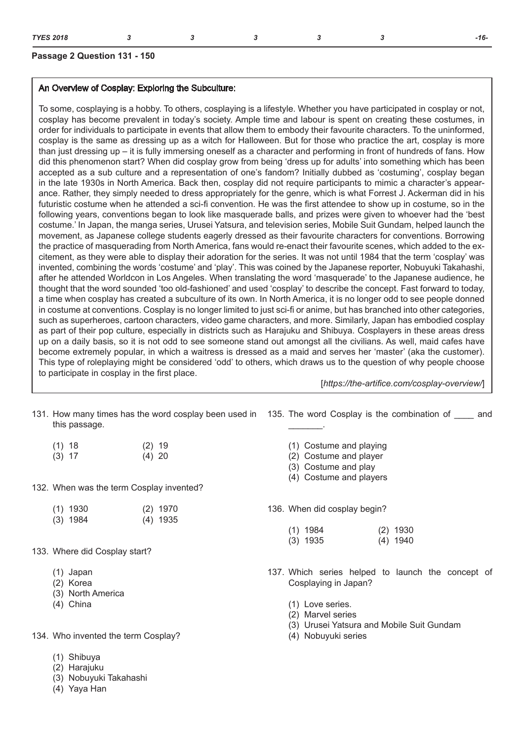**Passage 2 Question 131 - 150**

**An Overview of Cosplay: Exploring the Subculture:**

To some, cosplaying is a hobby. To others, cosplaying is a lifestyle. Whether you have participated in cosplay or not, cosplay has become prevalent in today's society. Ample time and labour is spent on creating these costumes, in order for individuals to participate in events that allow them to embody their favourite characters. To the uninformed, cosplay is the same as dressing up as a witch for Halloween. But for those who practice the art, cosplay is more than just dressing up – it is fully immersing oneself as a character and performing in front of hundreds of fans. How did this phenomenon start? When did cosplay grow from being 'dress up for adults' into something which has been accepted as a sub culture and a representation of one's fandom? Initially dubbed as 'costuming', cosplay began in the late 1930s in North America. Back then, cosplay did not require participants to mimic a character's appearance. Rather, they simply needed to dress appropriately for the genre, which is what Forrest J. Ackerman did in his futuristic costume when he attended a sci-fi convention. He was the first attendee to show up in costume, so in the following years, conventions began to look like masquerade balls, and prizes were given to whoever had the 'best costume.' In Japan, the manga series, Urusei Yatsura, and television series, Mobile Suit Gundam, helped launch the movement, as Japanese college students eagerly dressed as their favourite characters for conventions. Borrowing the practice of masquerading from North America, fans would re-enact their favourite scenes, which added to the excitement, as they were able to display their adoration for the series. It was not until 1984 that the term 'cosplay' was invented, combining the words 'costume' and 'play'. This was coined by the Japanese reporter, Nobuyuki Takahashi, after he attended Worldcon in Los Angeles. When translating the word 'masquerade' to the Japanese audience, he thought that the word sounded 'too old-fashioned' and used 'cosplay' to describe the concept. Fast forward to today, a time when cosplay has created a subculture of its own. In North America, it is no longer odd to see people donned in costume at conventions. Cosplay is no longer limited to just sci-fi or anime, but has branched into other categories, such as superheroes, cartoon characters, video game characters, and more. Similarly, Japan has embodied cosplay as part of their pop culture, especially in districts such as Harajuku and Shibuya. Cosplayers in these areas dress up on a daily basis, so it is not odd to see someone stand out amongst all the civilians. As well, maid cafes have become extremely popular, in which a waitress is dressed as a maid and serves her 'master' (aka the customer). This type of roleplaying might be considered 'odd' to others, which draws us to the question of why people choose to participate in cosplay in the first place.

[*https://the-artifice.com/cosplay-overview/*]

131. How many times has the word cosplay been used in this passage.

(1) 18 (2) 19
(3) 17 (4) 20

132. When was the term Cosplay invented?

(1) 1930 (2) 1970
(3) 1984 (4) 1935

133. Where did Cosplay start?

(1) Japan
(2) Korea
(3) North America
(4) China

134. Who invented the term Cosplay?

(1) Shibuya
(2) Harajuku
(3) Nobuyuki Takahashi
(4) Yaya Han

135. The word Cosplay is the combination of ____ and _______.

(1) Costume and playing
(2) Costume and player
(3) Costume and play
(4) Costume and players

136. When did cosplay begin?

(1) 1984 (2) 1930
(3) 1935 (4) 1940

137. Which series helped to launch the concept of Cosplaying in Japan?

(1) Love series.
(2) Marvel series
(3) Urusei Yatsura and Mobile Suit Gundam
(4) Nobuyuki series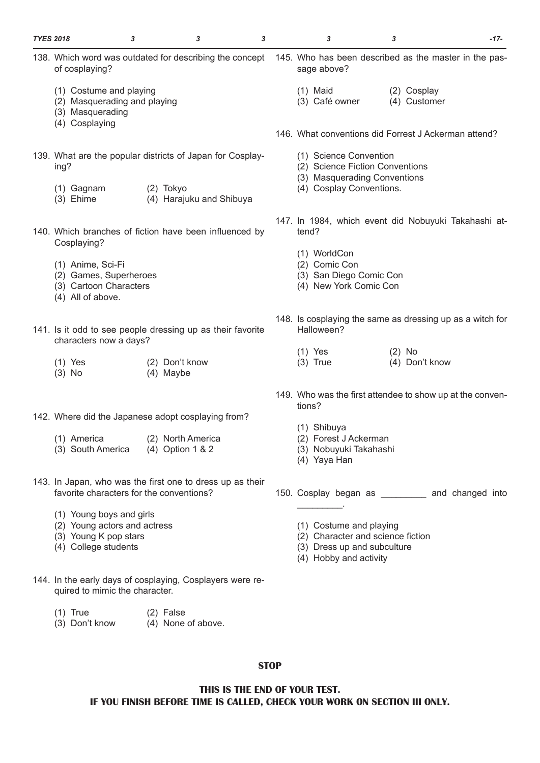138. Which word was outdated for describing the concept of cosplaying?

(1) Costume and playing
(2) Masquerading and playing
(3) Masquerading
(4) Cosplaying

139. What are the popular districts of Japan for Cosplaying?

(1) Gagnam (2) Tokyo
(3) Ehime (4) Harajuku and Shibuya

140. Which branches of fiction have been influenced by Cosplaying?

(1) Anime, Sci-Fi
(2) Games, Superheroes
(3) Cartoon Characters
(4) All of above.

141. Is it odd to see people dressing up as their favorite characters now a days?

(1) Yes (2) Don't know
(3) No (4) Maybe

142. Where did the Japanese adopt cosplaying from?

(1) America (2) North America
(3) South America (4) Option 1 & 2

143. In Japan, who was the first one to dress up as their favorite characters for the conventions?

(1) Young boys and girls
(2) Young actors and actress
(3) Young K pop stars
(4) College students

144. In the early days of cosplaying, Cosplayers were required to mimic the character.

(1) True (2) False
(3) Don't know (4) None of above.

145. Who has been described as the master in the passage above?

(1) Maid (2) Cosplay
(3) Café owner (4) Customer

146. What conventions did Forrest J Ackerman attend?

(1) Science Convention
(2) Science Fiction Conventions
(3) Masquerading Conventions
(4) Cosplay Conventions.

147. In 1984, which event did Nobuyuki Takahashi attend?

(1) WorldCon
(2) Comic Con
(3) San Diego Comic Con
(4) New York Comic Con

148. Is cosplaying the same as dressing up as a witch for Halloween?

(1) Yes (2) No
(3) True (4) Don't know

149. Who was the first attendee to show up at the conventions?

(1) Shibuya
(2) Forest J Ackerman
(3) Nobuyuki Takahashi
(4) Yaya Han

150. Cosplay began as _________ and changed into _________.

(1) Costume and playing
(2) Character and science fiction
(3) Dress up and subculture
(4) Hobby and activity

**STOP**

**THIS IS THE END OF YOUR TEST.**
**IF YOU FINISH BEFORE TIME IS CALLED, CHECK YOUR WORK ON SECTION III ONLY.**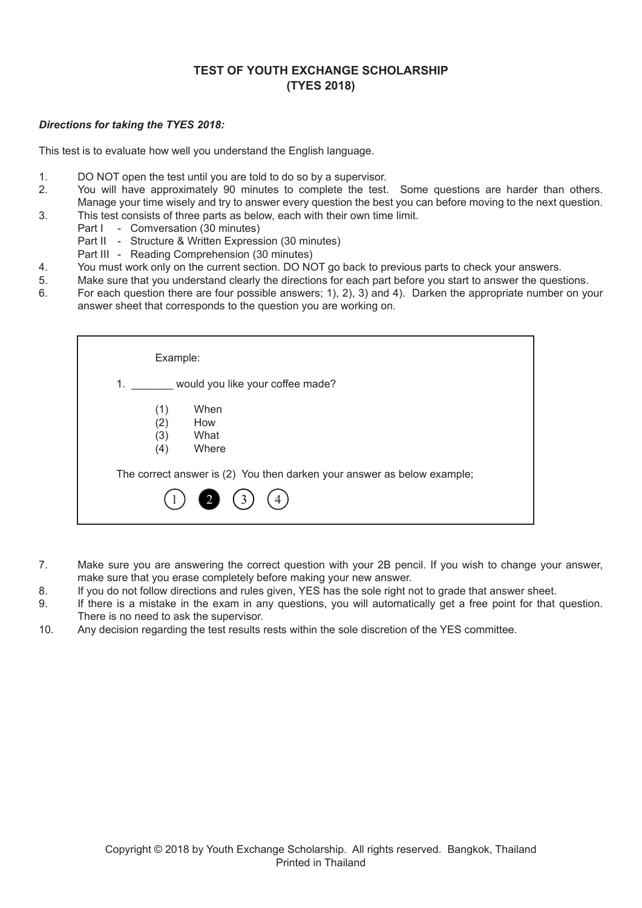**TEST OF YOUTH EXCHANGE SCHOLARSHIP**
**(TYES 2018)**

***Directions for taking the TYES 2018:***

This test is to evaluate how well you understand the English language.

1. DO NOT open the test until you are told to do so by a supervisor.
2. You will have approximately 90 minutes to complete the test. Some questions are harder than others. Manage your time wisely and try to answer every question the best you can before moving to the next question.
3. This test consists of three parts as below, each with their own time limit.
   - Part I - Comversation (30 minutes)
   - Part II - Structure & Written Expression (30 minutes)
   - Part III - Reading Comprehension (30 minutes)
4. You must work only on the current section. DO NOT go back to previous parts to check your answers.
5. Make sure that you understand clearly the directions for each part before you start to answer the questions.
6. For each question there are four possible answers; 1), 2), 3) and 4). Darken the appropriate number on your answer sheet that corresponds to the question you are working on.

> Example:
>
> 1. _______ would you like your coffee made?
>
> (1) When
> (2) How
> (3) What
> (4) Where
>
> The correct answer is (2) You then darken your answer as below example;
>
> (1) ● (3) (4)

7. Make sure you are answering the correct question with your 2B pencil. If you wish to change your answer, make sure that you erase completely before making your new answer.
8. If you do not follow directions and rules given, YES has the sole right not to grade that answer sheet.
9. If there is a mistake in the exam in any questions, you will automatically get a free point for that question. There is no need to ask the supervisor.
10. Any decision regarding the test results rests within the sole discretion of the YES committee.

Copyright © 2018 by Youth Exchange Scholarship. All rights reserved. Bangkok, Thailand
Printed in Thailand